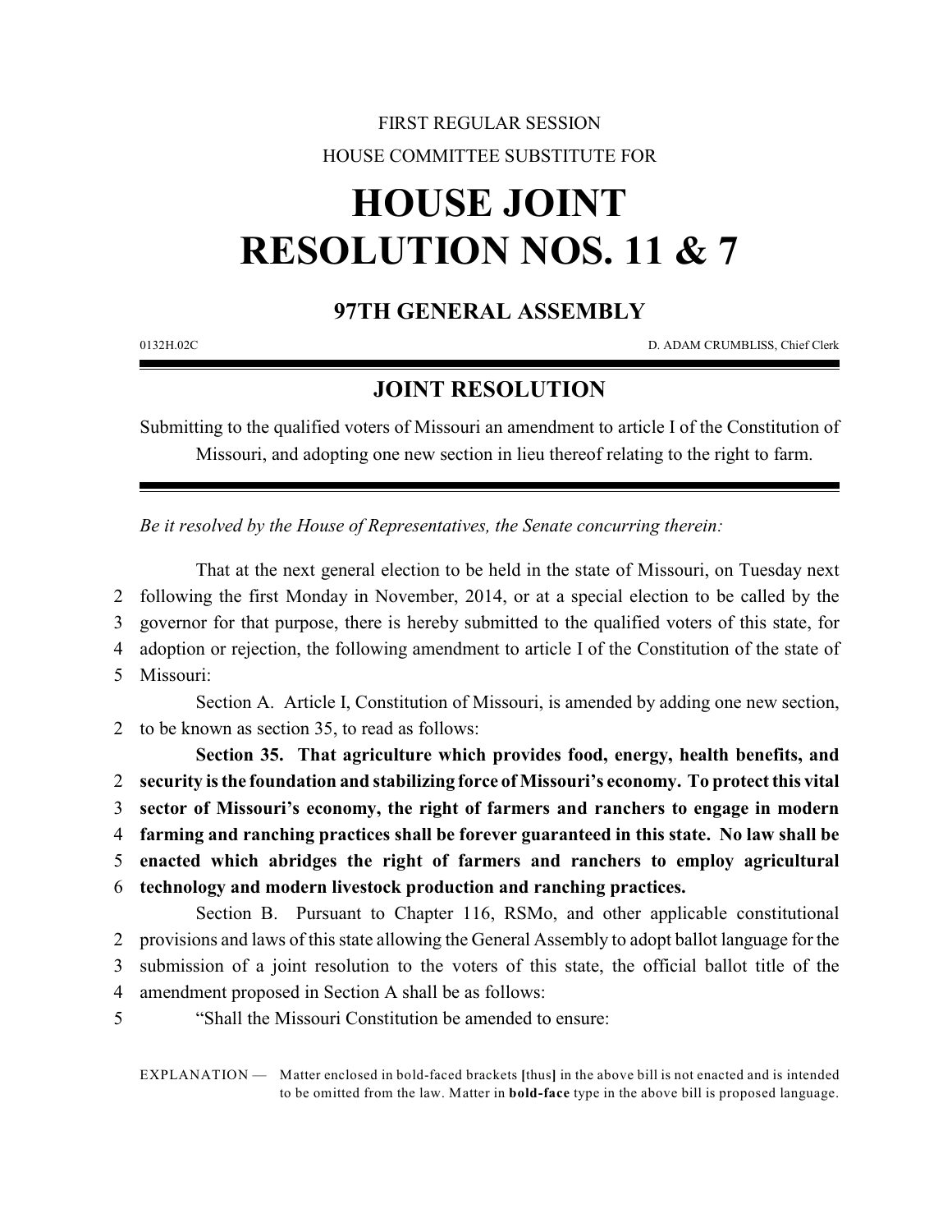FIRST REGULAR SESSION

HOUSE COMMITTEE SUBSTITUTE FOR

# HOUSE JOINT RESOLUTION NOS. 11 & 7

## 97TH GENERAL ASSEMBLY

0132H.02C D. ADAM CRUMBLISS, Chief Clerk

## JOINT RESOLUTION

Submitting to the qualified voters of Missouri an amendment to article I of the Constitution of Missouri, and adopting one new section in lieu thereof relating to the right to farm.

*Be it resolved by the House of Representatives, the Senate concurring therein:*

That at the next general election to be held in the state of Missouri, on Tuesday next
2 following the first Monday in November, 2014, or at a special election to be called by the
3 governor for that purpose, there is hereby submitted to the qualified voters of this state, for
4 adoption or rejection, the following amendment to article I of the Constitution of the state of
5 Missouri:

Section A. Article I, Constitution of Missouri, is amended by adding one new section,
2 to be known as section 35, to read as follows:

**Section 35. That agriculture which provides food, energy, health benefits, and**
2 **security is the foundation and stabilizing force of Missouri's economy. To protect this vital**
3 **sector of Missouri's economy, the right of farmers and ranchers to engage in modern**
4 **farming and ranching practices shall be forever guaranteed in this state. No law shall be**
5 **enacted which abridges the right of farmers and ranchers to employ agricultural**
6 **technology and modern livestock production and ranching practices.**

Section B. Pursuant to Chapter 116, RSMo, and other applicable constitutional
2 provisions and laws of this state allowing the General Assembly to adopt ballot language for the
3 submission of a joint resolution to the voters of this state, the official ballot title of the
4 amendment proposed in Section A shall be as follows:
5 "Shall the Missouri Constitution be amended to ensure:

EXPLANATION — Matter enclosed in bold-faced brackets **[**thus**]** in the above bill is not enacted and is intended to be omitted from the law. Matter in **bold-face** type in the above bill is proposed language.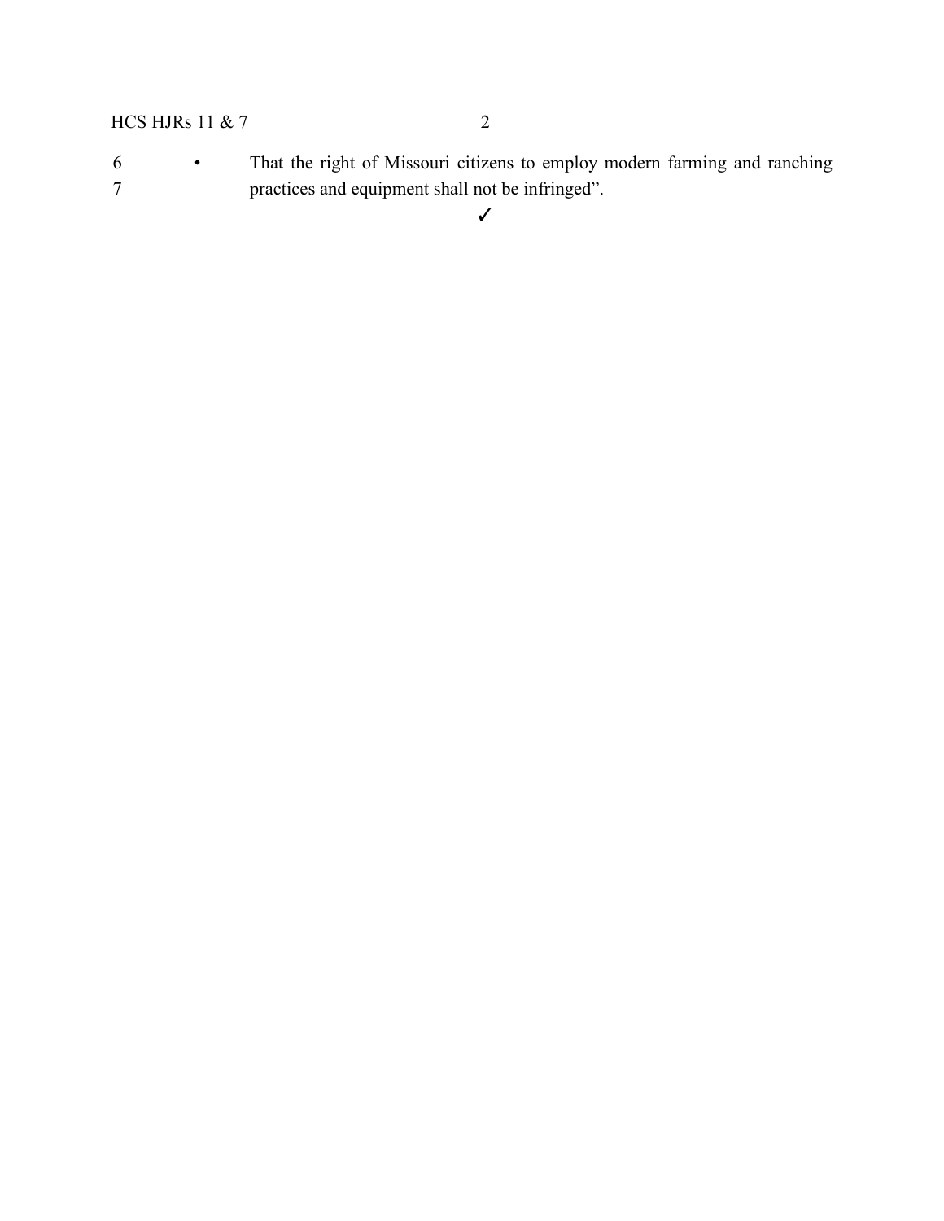6 • That the right of Missouri citizens to employ modern farming and ranching
7 practices and equipment shall not be infringed".

✓